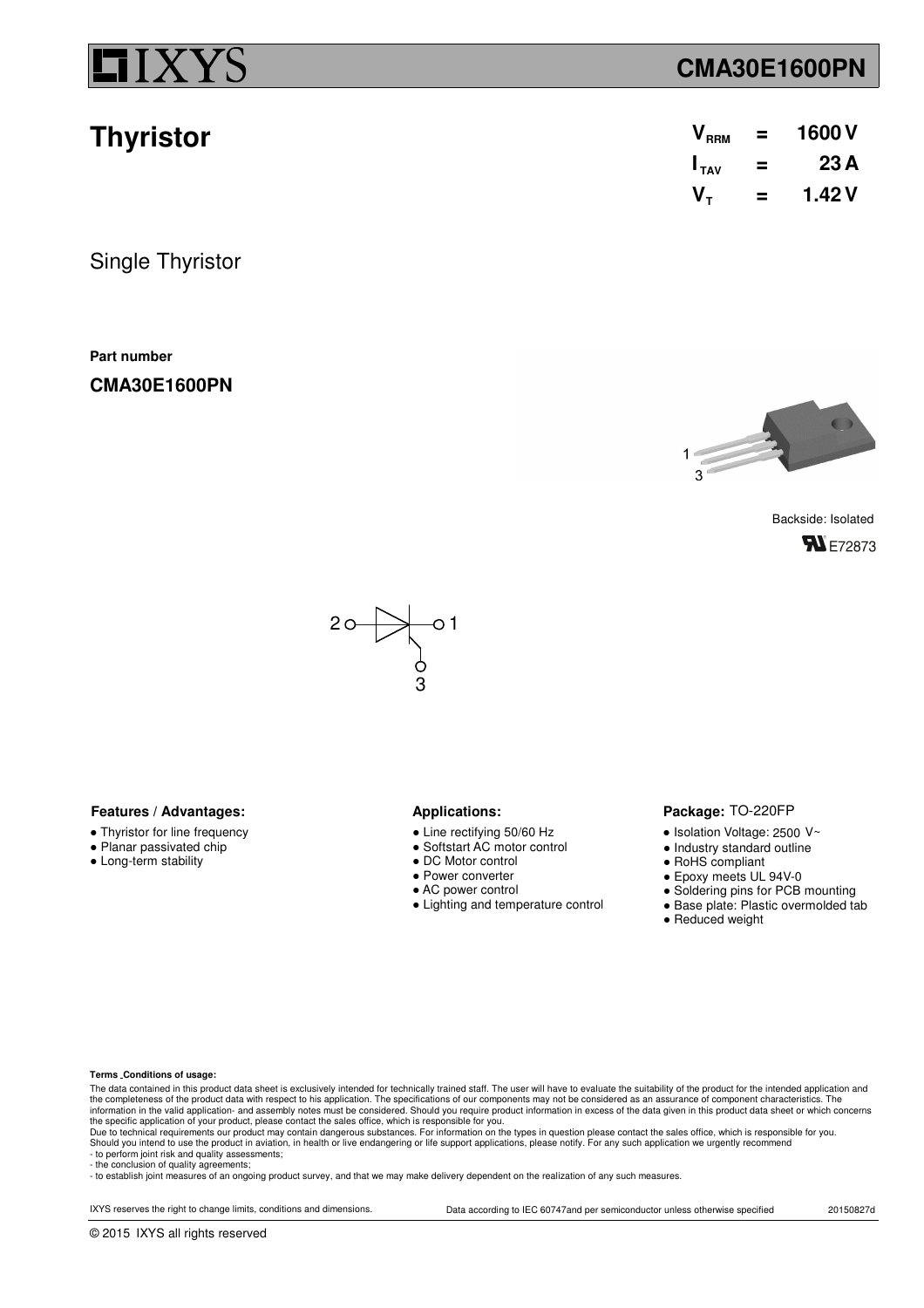# CMA30E1600PN

## Thyristor

| | | |
|---|---|---|
| $V_{RRM}$ | = | 1600 V |
| $I_{TAV}$ | = | 23 A |
| $V_T$ | = | 1.42 V |

Single Thyristor

**Part number**

**CMA30E1600PN**

1
3

Backside: Isolated

E72873

2 1
3

**Features / Advantages:**

- Thyristor for line frequency
- Planar passivated chip
- Long-term stability

**Applications:**

- Line rectifying 50/60 Hz
- Softstart AC motor control
- DC Motor control
- Power converter
- AC power control
- Lighting and temperature control

**Package:** TO-220FP

- Isolation Voltage: 2500 V~
- Industry standard outline
- RoHS compliant
- Epoxy meets UL 94V-0
- Soldering pins for PCB mounting
- Base plate: Plastic overmolded tab
- Reduced weight

**Terms Conditions of usage:**

The data contained in this product data sheet is exclusively intended for technically trained staff. The user will have to evaluate the suitability of the product for the intended application and the completeness of the product data with respect to his application. The specifications of our components may not be considered as an assurance of component characteristics. The information in the valid application- and assembly notes must be considered. Should you require product information in excess of the data given in this product data sheet or which concerns the specific application of your product, please contact the sales office, which is responsible for you.
Due to technical requirements our product may contain dangerous substances. For information on the types in question please contact the sales office, which is responsible for you.
Should you intend to use the product in aviation, in health or live endangering or life support applications, please notify. For any such application we urgently recommend
- to perform joint risk and quality assessments;
- the conclusion of quality agreements;
- to establish joint measures of an ongoing product survey, and that we may make delivery dependent on the realization of any such measures.

IXYS reserves the right to change limits, conditions and dimensions. Data according to IEC 60747and per semiconductor unless otherwise specified 20150827d

© 2015 IXYS all rights reserved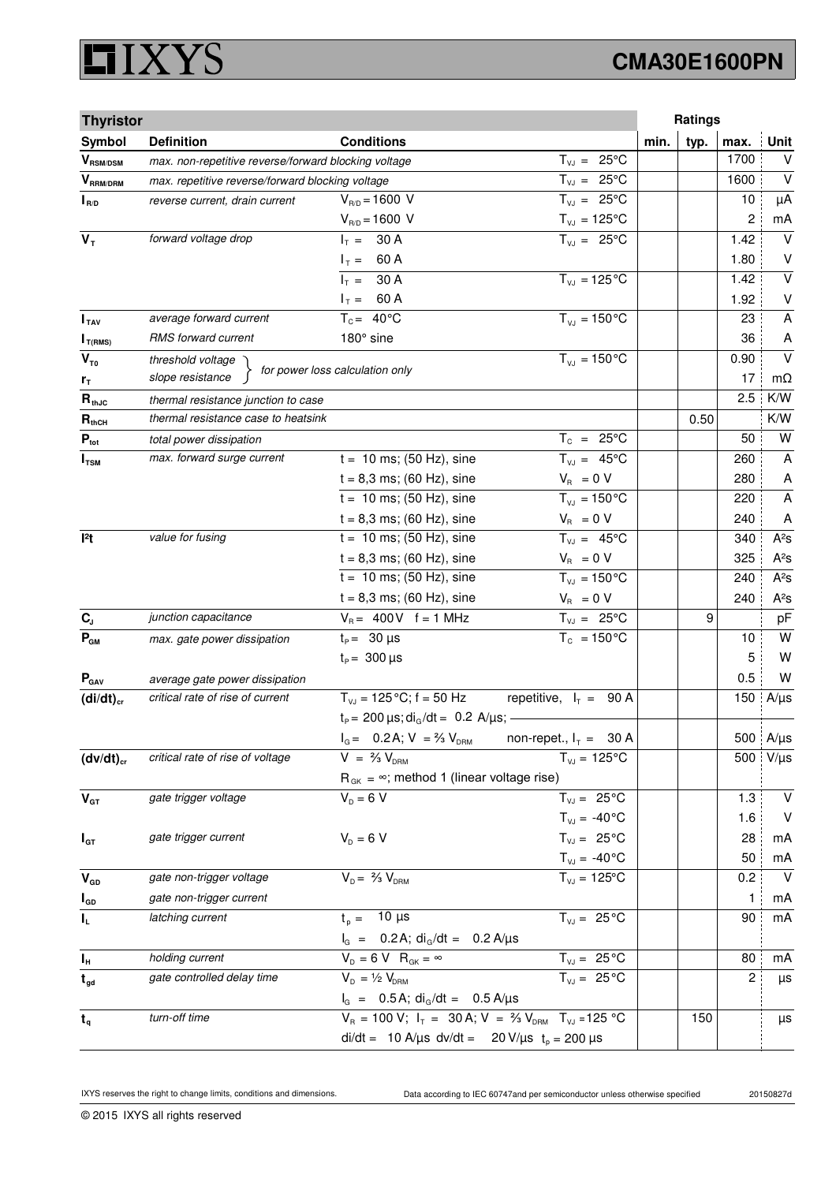| Thyristor | | | | Ratings | | | |
|---|---|---|---|---|---|---|---|
| **Symbol** | **Definition** | **Conditions** | | **min.** | **typ.** | **max.** | **Unit** |
| $V_{RSM/DSM}$ | max. non-repetitive reverse/forward blocking voltage | | $T_{VJ}$ = 25°C | | | 1700 | V |
| $V_{RRM/DRM}$ | max. repetitive reverse/forward blocking voltage | | $T_{VJ}$ = 25°C | | | 1600 | V |
| $I_{R/D}$ | reverse current, drain current | $V_{R/D}$ = 1600 V | $T_{VJ}$ = 25°C | | | 10 | µA |
| | | $V_{R/D}$ = 1600 V | $T_{VJ}$ = 125°C | | | 2 | mA |
| $V_T$ | forward voltage drop | $I_T$ = 30 A | $T_{VJ}$ = 25°C | | | 1.42 | V |
| | | $I_T$ = 60 A | | | | 1.80 | V |
| | | $I_T$ = 30 A | $T_{VJ}$ = 125°C | | | 1.42 | V |
| | | $I_T$ = 60 A | | | | 1.92 | V |
| $I_{TAV}$ | average forward current | $T_C$ = 40°C | $T_{VJ}$ = 150°C | | | 23 | A |
| $I_{T(RMS)}$ | RMS forward current | 180° sine | | | | 36 | A |
| $V_{T0}$ | threshold voltage | for power loss calculation only | $T_{VJ}$ = 150°C | | | 0.90 | V |
| $r_T$ | slope resistance | | | | | 17 | mΩ |
| $R_{thJC}$ | thermal resistance junction to case | | | | | 2.5 | K/W |
| $R_{thCH}$ | thermal resistance case to heatsink | | | | 0.50 | | K/W |
| $P_{tot}$ | total power dissipation | | $T_C$ = 25°C | | | 50 | W |
| $I_{TSM}$ | max. forward surge current | t = 10 ms; (50 Hz), sine | $T_{VJ}$ = 45°C | | | 260 | A |
| | | t = 8,3 ms; (60 Hz), sine | $V_R$ = 0 V | | | 280 | A |
| | | t = 10 ms; (50 Hz), sine | $T_{VJ}$ = 150°C | | | 220 | A |
| | | t = 8,3 ms; (60 Hz), sine | $V_R$ = 0 V | | | 240 | A |
| $I^2t$ | value for fusing | t = 10 ms; (50 Hz), sine | $T_{VJ}$ = 45°C | | | 340 | A²s |
| | | t = 8,3 ms; (60 Hz), sine | $V_R$ = 0 V | | | 325 | A²s |
| | | t = 10 ms; (50 Hz), sine | $T_{VJ}$ = 150°C | | | 240 | A²s |
| | | t = 8,3 ms; (60 Hz), sine | $V_R$ = 0 V | | | 240 | A²s |
| $C_J$ | junction capacitance | $V_R$ = 400 V f = 1 MHz | $T_{VJ}$ = 25°C | | 9 | | pF |
| $P_{GM}$ | max. gate power dissipation | $t_P$ = 30 µs | $T_C$ = 150°C | | | 10 | W |
| | | $t_P$ = 300 µs | | | | 5 | W |
| $P_{GAV}$ | average gate power dissipation | | | | | 0.5 | W |
| $(di/dt)_{cr}$ | critical rate of rise of current | $T_{VJ}$ = 125°C; f = 50 Hz | repetitive, $I_T$ = 90 A | | | 150 | A/µs |
| | | $t_P$ = 200 µs; $di_G/dt$ = 0.2 A/µs; | | | | | |
| | | $I_G$ = 0.2 A; V = ⅔ $V_{DRM}$ | non-repet., $I_T$ = 30 A | | | 500 | A/µs |
| $(dv/dt)_{cr}$ | critical rate of rise of voltage | V = ⅔ $V_{DRM}$ | $T_{VJ}$ = 125°C | | | 500 | V/µs |
| | | $R_{GK}$ = ∞; method 1 (linear voltage rise) | | | | | |
| $V_{GT}$ | gate trigger voltage | $V_D$ = 6 V | $T_{VJ}$ = 25°C | | | 1.3 | V |
| | | | $T_{VJ}$ = -40°C | | | 1.6 | V |
| $I_{GT}$ | gate trigger current | $V_D$ = 6 V | $T_{VJ}$ = 25°C | | | 28 | mA |
| | | | $T_{VJ}$ = -40°C | | | 50 | mA |
| $V_{GD}$ | gate non-trigger voltage | $V_D$ = ⅔ $V_{DRM}$ | $T_{VJ}$ = 125°C | | | 0.2 | V |
| $I_{GD}$ | gate non-trigger current | | | | | 1 | mA |
| $I_L$ | latching current | $t_p$ = 10 µs | $T_{VJ}$ = 25°C | | | 90 | mA |
| | | $I_G$ = 0.2 A; $di_G/dt$ = 0.2 A/µs | | | | | |
| $I_H$ | holding current | $V_D$ = 6 V $R_{GK}$ = ∞ | $T_{VJ}$ = 25°C | | | 80 | mA |
| $t_{gd}$ | gate controlled delay time | $V_D$ = ½ $V_{DRM}$ | $T_{VJ}$ = 25°C | | | 2 | µs |
| | | $I_G$ = 0.5 A; $di_G/dt$ = 0.5 A/µs | | | | | |
| $t_q$ | turn-off time | $V_R$ = 100 V; $I_T$ = 30 A; V = ⅔ $V_{DRM}$ | $T_{VJ}$ = 125 °C | | 150 | | µs |
| | | di/dt = 10 A/µs dv/dt = 20 V/µs $t_p$ = 200 µs | | | | | |

IXYS reserves the right to change limits, conditions and dimensions. Data according to IEC 60747and per semiconductor unless otherwise specified 20150827d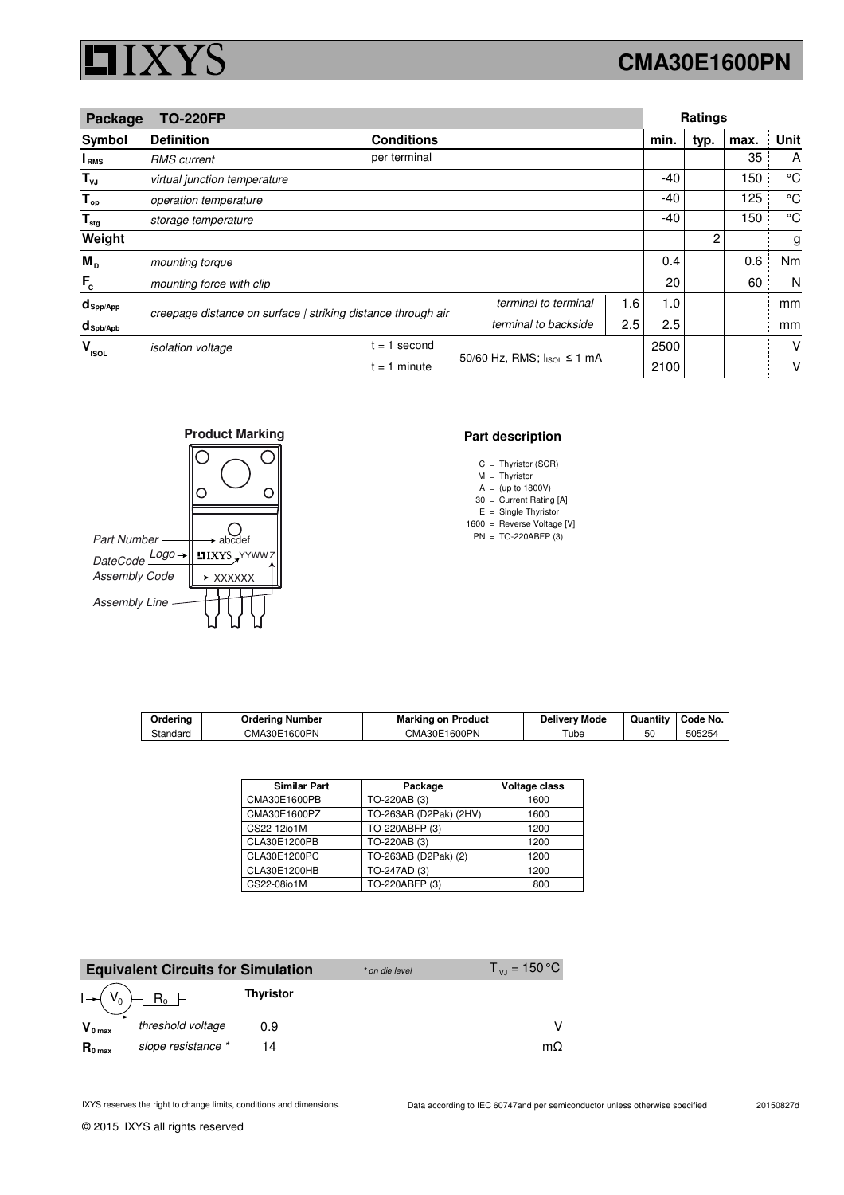# CMA30E1600PN

| Package | TO-220FP | | | | Ratings | | | |
|---|---|---|---|---|---|---|---|---|
| **Symbol** | **Definition** | **Conditions** | | | **min.** | **typ.** | **max.** | **Unit** |
| $I_{RMS}$ | *RMS current* | per terminal | | | | | 35 | A |
| $T_{VJ}$ | *virtual junction temperature* | | | | -40 | | 150 | °C |
| $T_{op}$ | *operation temperature* | | | | -40 | | 125 | °C |
| $T_{stg}$ | *storage temperature* | | | | -40 | | 150 | °C |
| **Weight** | | | | | | 2 | | g |
| $M_D$ | *mounting torque* | | | | 0.4 | | 0.6 | Nm |
| $F_C$ | *mounting force with clip* | | | | 20 | | 60 | N |
| $d_{Spp/App}$ | *creepage distance on surface \| striking distance through air* | | *terminal to terminal* | 1.6 | 1.0 | | | mm |
| $d_{Spb/Apb}$ | | | *terminal to backside* | 2.5 | 2.5 | | | mm |
| $V_{ISOL}$ | *isolation voltage* | t = 1 second | 50/60 Hz, RMS; $I_{ISOL}$ ≤ 1 mA | | 2500 | | | V |
| | | t = 1 minute | | | 2100 | | | V |

**Product Marking**

Part Number — abcdef
DateCode — YYWWZ
Logo — IXYS
Assembly Code — XXXXXX
Assembly Line

**Part description**

C = Thyristor (SCR)
M = Thyristor
A = (up to 1800V)
30 = Current Rating [A]
E = Single Thyristor
1600 = Reverse Voltage [V]
PN = TO-220ABFP (3)

| Ordering | Ordering Number | Marking on Product | Delivery Mode | Quantity | Code No. |
|---|---|---|---|---|---|
| Standard | CMA30E1600PN | CMA30E1600PN | Tube | 50 | 505254 |

| Similar Part | Package | Voltage class |
|---|---|---|
| CMA30E1600PB | TO-220AB (3) | 1600 |
| CMA30E1600PZ | TO-263AB (D2Pak) (2HV) | 1600 |
| CS22-12io1M | TO-220ABFP (3) | 1200 |
| CLA30E1200PB | TO-220AB (3) | 1200 |
| CLA30E1200PC | TO-263AB (D2Pak) (2) | 1200 |
| CLA30E1200HB | TO-247AD (3) | 1200 |
| CS22-08io1M | TO-220ABFP (3) | 800 |

| **Equivalent Circuits for Simulation** | | *\* on die level* | $T_{VJ} = 150\,°C$ |
|---|---|---|---|
| | | **Thyristor** | |
| $V_{0\,max}$ | *threshold voltage* | 0.9 | V |
| $R_{0\,max}$ | *slope resistance \** | 14 | mΩ |

IXYS reserves the right to change limits, conditions and dimensions.

Data according to IEC 60747and per semiconductor unless otherwise specified

20150827d

© 2015 IXYS all rights reserved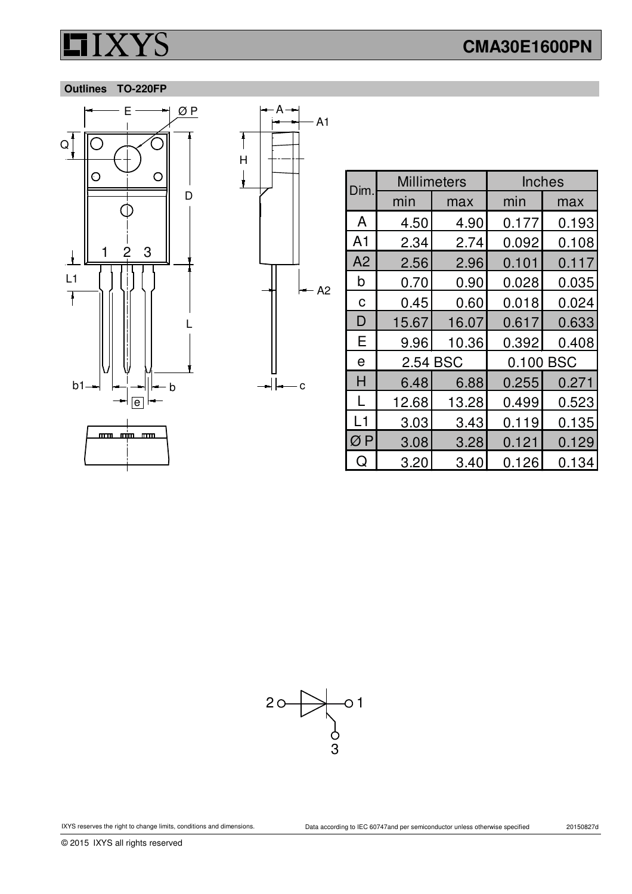## Outlines TO-220FP

| Dim. | Millimeters | | Inches | |
|---|---|---|---|---|
| | min | max | min | max |
| A | 4.50 | 4.90 | 0.177 | 0.193 |
| A1 | 2.34 | 2.74 | 0.092 | 0.108 |
| A2 | 2.56 | 2.96 | 0.101 | 0.117 |
| b | 0.70 | 0.90 | 0.028 | 0.035 |
| c | 0.45 | 0.60 | 0.018 | 0.024 |
| D | 15.67 | 16.07 | 0.617 | 0.633 |
| E | 9.96 | 10.36 | 0.392 | 0.408 |
| e | 2.54 BSC | | 0.100 BSC | |
| H | 6.48 | 6.88 | 0.255 | 0.271 |
| L | 12.68 | 13.28 | 0.499 | 0.523 |
| L1 | 3.03 | 3.43 | 0.119 | 0.135 |
| Ø P | 3.08 | 3.28 | 0.121 | 0.129 |
| Q | 3.20 | 3.40 | 0.126 | 0.134 |

IXYS reserves the right to change limits, conditions and dimensions.

Data according to IEC 60747and per semiconductor unless otherwise specified

20150827d

© 2015 IXYS all rights reserved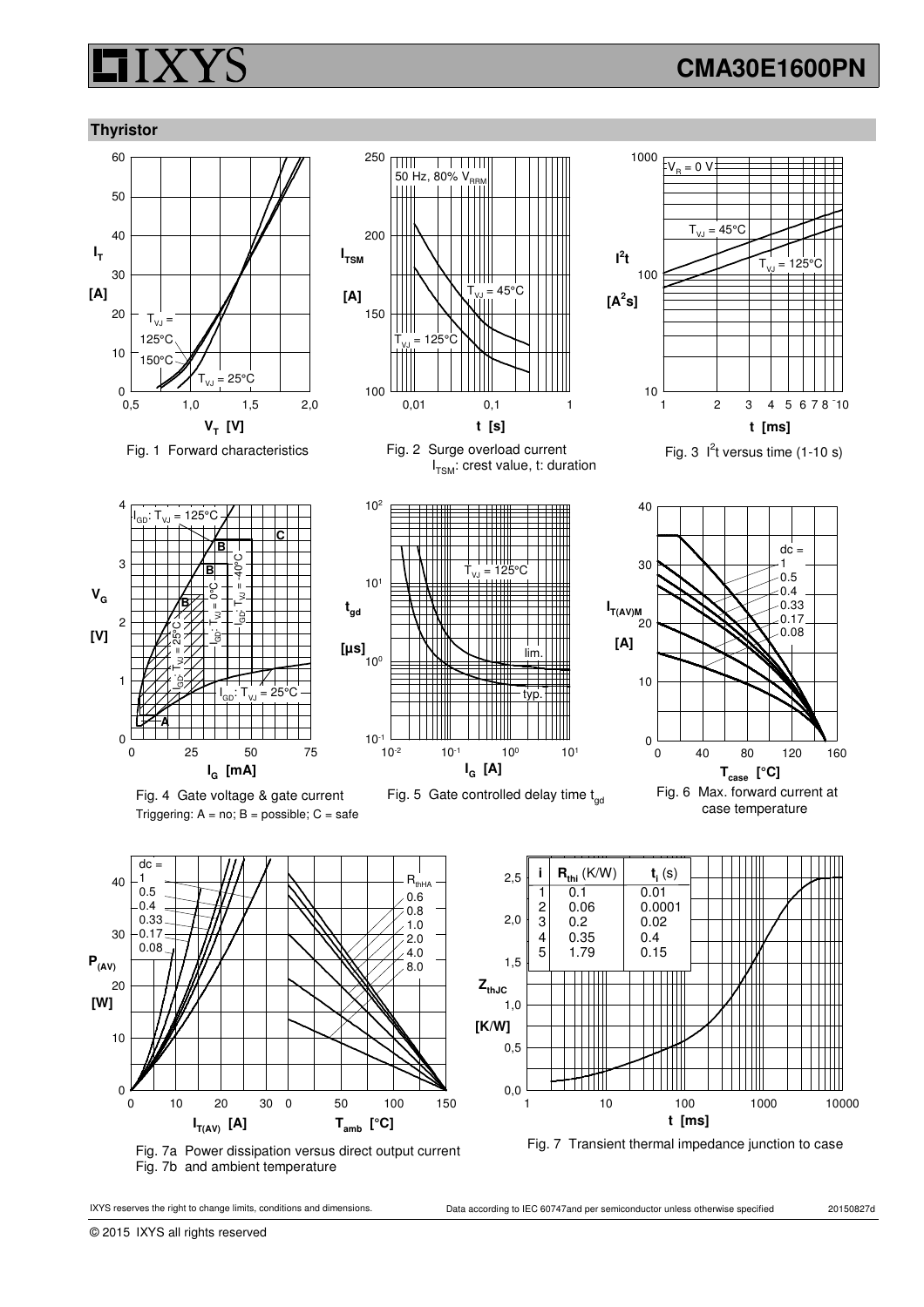## Thyristor

I_T [A]
60
50
40
30
20
10
0
0,5 1,0 1,5 2,0
V_T [V]
T_VJ =
125°C
150°C
T_VJ = 25°C

Fig. 1 Forward characteristics

I_TSM [A]
250
200
150
100
0,01 0,1 1
t [s]
50 Hz, 80% V_RRM
T_VJ = 45°C
T_VJ = 125°C

Fig. 2 Surge overload current
$I_{TSM}$: crest value, t: duration

I²t [A²s]
1000
100
10
1 2 3 4 5 6 7 8 10
t [ms]
V_R = 0 V
T_VJ = 45°C
T_VJ = 125°C

Fig. 3 $I^2t$ versus time (1-10 s)

V_G [V]
4
3
2
1
0
0 25 50 75
I_G [mA]
I_GD: T_VJ = 125°C
I_GD: T_VJ = 25°C
I_GD: T_VJ = 0°C
I_GD: T_VJ = -40°C
I_GD: T_VJ = 25°C
A
B
B
B
C

Fig. 4 Gate voltage & gate current
Triggering: A = no; B = possible; C = safe

t_gd [µs]
10²
10¹
10⁰
10⁻¹
10⁻² 10⁻¹ 10⁰ 10¹
I_G [A]
T_VJ = 125°C
lim.
typ.

Fig. 5 Gate controlled delay time $t_{gd}$

I_T(AV)M [A]
40
30
20
10
0
0 40 80 120 160
T_case [°C]
dc =
1
0.5
0.4
0.33
0.17
0.08

Fig. 6 Max. forward current at case temperature

P_(AV) [W]
40
30
20
10
0
0 10 20 30
I_T(AV) [A]
0 50 100 150
T_amb [°C]
dc =
1
0.5
0.4
0.33
0.17
0.08
R_thHA
0.6
0.8
1.0
2.0
4.0
8.0

Fig. 7a Power dissipation versus direct output current
Fig. 7b and ambient temperature

Z_thJC [K/W]
2,5
2,0
1,5
1,0
0,5
0,0
1 10 100 1000 10000
t [ms]

| i | $R_{thi}$ (K/W) | $t_i$ (s) |
|---|---|---|
| 1 | 0.1 | 0.01 |
| 2 | 0.06 | 0.0001 |
| 3 | 0.2 | 0.02 |
| 4 | 0.35 | 0.4 |
| 5 | 1.79 | 0.15 |

Fig. 7 Transient thermal impedance junction to case

IXYS reserves the right to change limits, conditions and dimensions.

Data according to IEC 60747and per semiconductor unless otherwise specified

20150827d

© 2015 IXYS all rights reserved